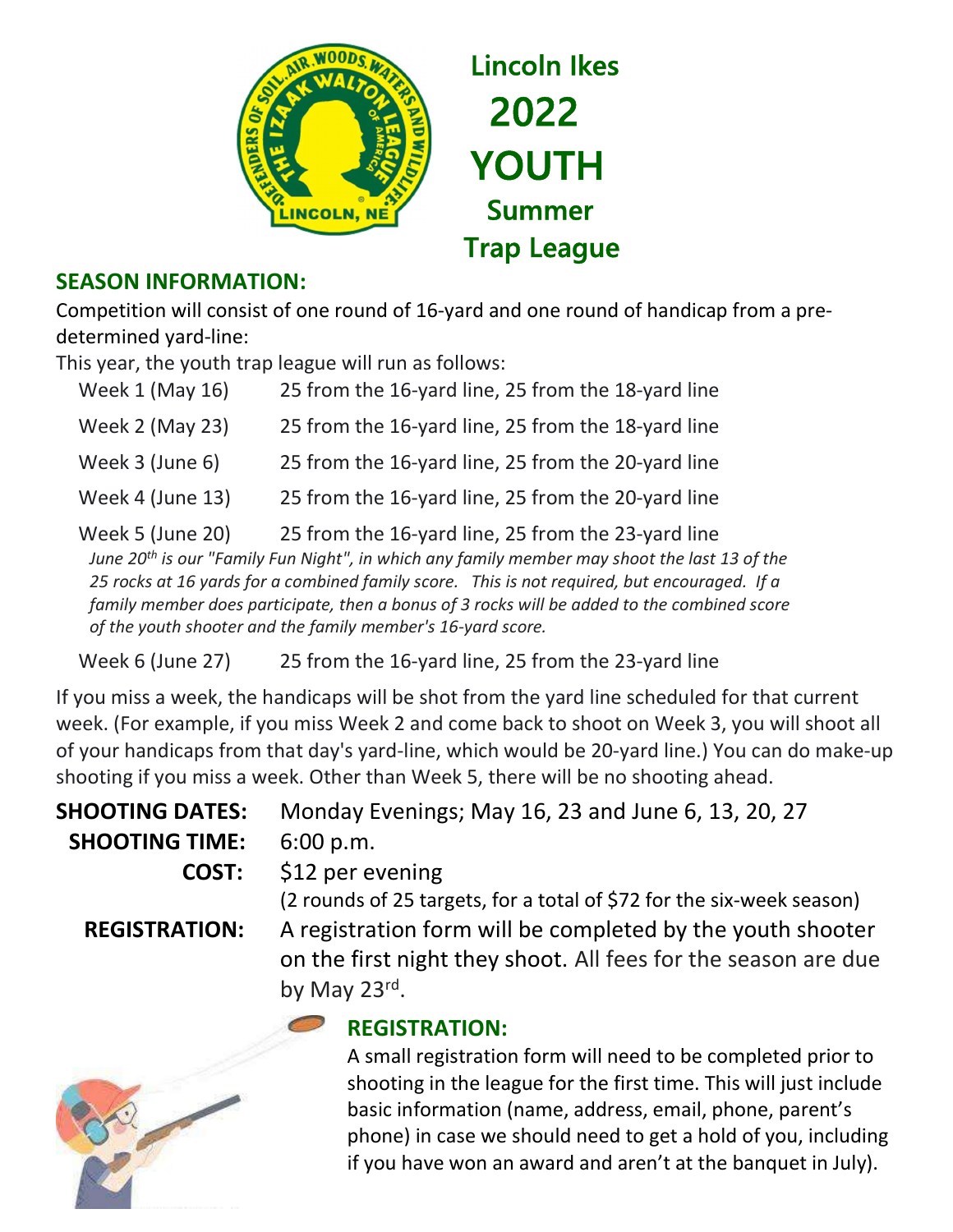# Lincoln Ikes 2022 YOUTH Summer Trap League

## SEASON INFORMATION:

Competition will consist of one round of 16-yard and one round of handicap from a pre-determined yard-line:

This year, the youth trap league will run as follows:

| | |
|---|---|
| Week 1 (May 16) | 25 from the 16-yard line, 25 from the 18-yard line |
| Week 2 (May 23) | 25 from the 16-yard line, 25 from the 18-yard line |
| Week 3 (June 6) | 25 from the 16-yard line, 25 from the 20-yard line |
| Week 4 (June 13) | 25 from the 16-yard line, 25 from the 20-yard line |
| Week 5 (June 20) | 25 from the 16-yard line, 25 from the 23-yard line |

*June 20th is our "Family Fun Night", in which any family member may shoot the last 13 of the 25 rocks at 16 yards for a combined family score. This is not required, but encouraged. If a family member does participate, then a bonus of 3 rocks will be added to the combined score of the youth shooter and the family member's 16-yard score.*

| | |
|---|---|
| Week 6 (June 27) | 25 from the 16-yard line, 25 from the 23-yard line |

If you miss a week, the handicaps will be shot from the yard line scheduled for that current week. (For example, if you miss Week 2 and come back to shoot on Week 3, you will shoot all of your handicaps from that day's yard-line, which would be 20-yard line.) You can do make-up shooting if you miss a week. Other than Week 5, there will be no shooting ahead.

**SHOOTING DATES:** Monday Evenings; May 16, 23 and June 6, 13, 20, 27

**SHOOTING TIME:** 6:00 p.m.

**COST:** $12 per evening
(2 rounds of 25 targets, for a total of $72 for the six-week season)

**REGISTRATION:** A registration form will be completed by the youth shooter on the first night they shoot. All fees for the season are due by May 23rd.

## REGISTRATION:

A small registration form will need to be completed prior to shooting in the league for the first time. This will just include basic information (name, address, email, phone, parent's phone) in case we should need to get a hold of you, including if you have won an award and aren't at the banquet in July).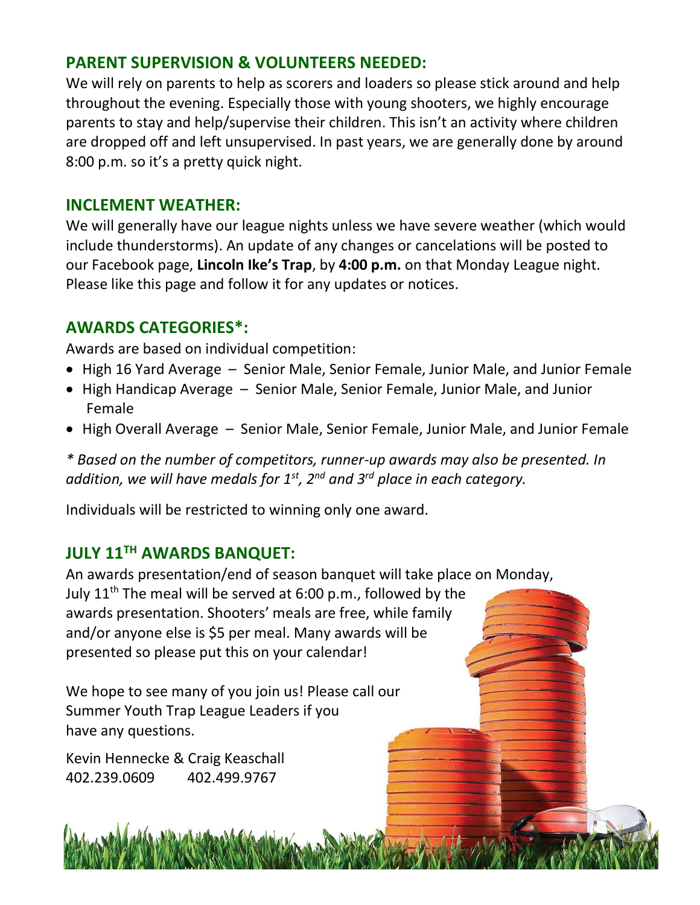## PARENT SUPERVISION & VOLUNTEERS NEEDED:

We will rely on parents to help as scorers and loaders so please stick around and help throughout the evening. Especially those with young shooters, we highly encourage parents to stay and help/supervise their children. This isn't an activity where children are dropped off and left unsupervised. In past years, we are generally done by around 8:00 p.m. so it's a pretty quick night.

## INCLEMENT WEATHER:

We will generally have our league nights unless we have severe weather (which would include thunderstorms). An update of any changes or cancelations will be posted to our Facebook page, **Lincoln Ike's Trap**, by **4:00 p.m.** on that Monday League night. Please like this page and follow it for any updates or notices.

## AWARDS CATEGORIES*:

Awards are based on individual competition:

- High 16 Yard Average – Senior Male, Senior Female, Junior Male, and Junior Female
- High Handicap Average – Senior Male, Senior Female, Junior Male, and Junior Female
- High Overall Average – Senior Male, Senior Female, Junior Male, and Junior Female

*\* Based on the number of competitors, runner-up awards may also be presented. In addition, we will have medals for 1st, 2nd and 3rd place in each category.*

Individuals will be restricted to winning only one award.

## JULY 11TH AWARDS BANQUET:

An awards presentation/end of season banquet will take place on Monday, July 11th The meal will be served at 6:00 p.m., followed by the awards presentation. Shooters' meals are free, while family and/or anyone else is $5 per meal. Many awards will be presented so please put this on your calendar!

We hope to see many of you join us! Please call our Summer Youth Trap League Leaders if you have any questions.

Kevin Hennecke & Craig Keaschall
402.239.0609 402.499.9767